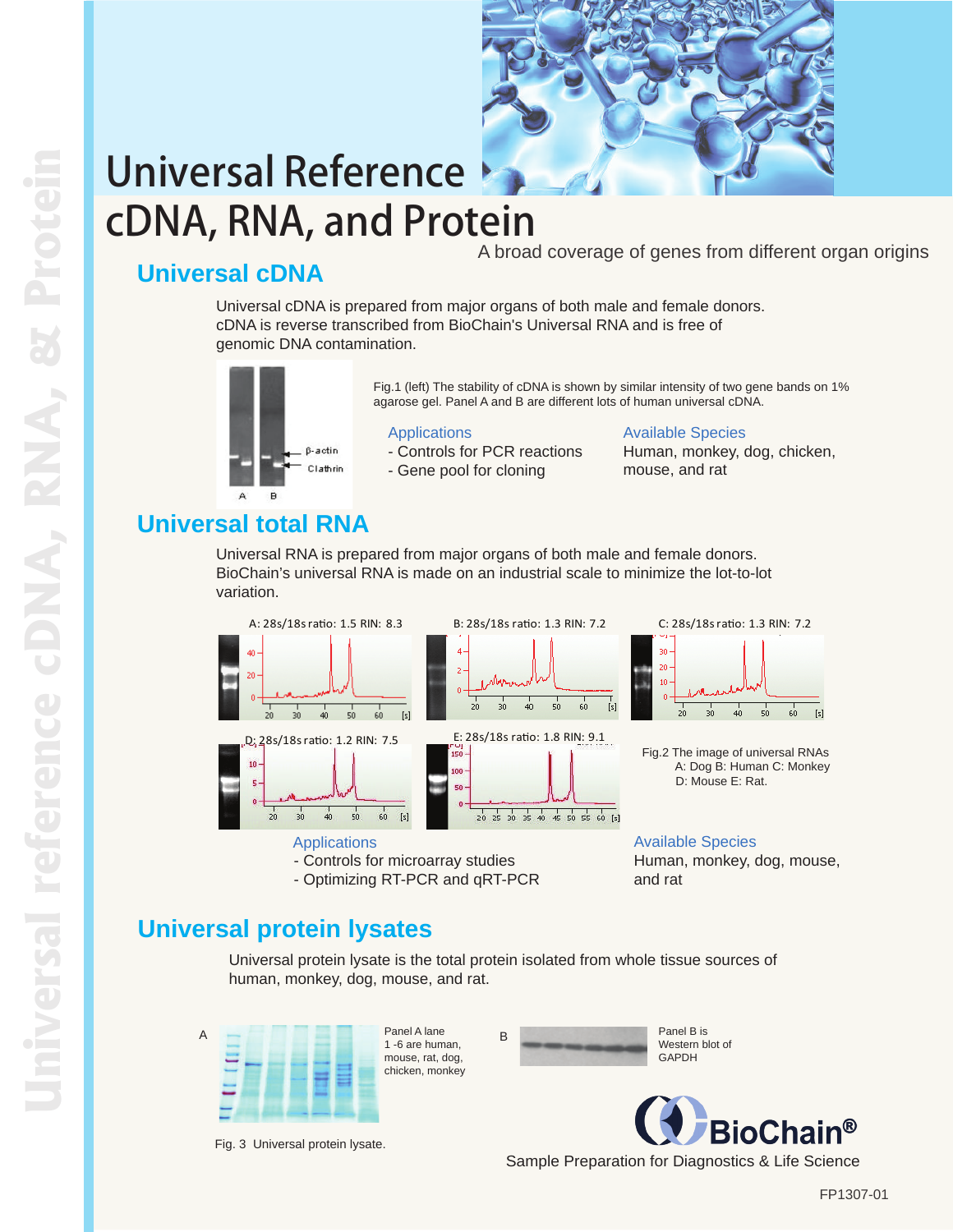# Universal Reference cDNA, RNA, and Protein

A broad coverage of genes from different organ origins

## Universal cDNA

Universal cDNA is prepared from major organs of both male and female donors. cDNA is reverse transcribed from BioChain's Universal RNA and is free of genomic DNA contamination.

Fig.1 (left) The stability of cDNA is shown by similar intensity of two gene bands on 1% agarose gel. Panel A and B are different lots of human universal cDNA.

**Applications**
- Controls for PCR reactions
- Gene pool for cloning

**Available Species**
Human, monkey, dog, chicken, mouse, and rat

## Universal total RNA

Universal RNA is prepared from major organs of both male and female donors. BioChain's universal RNA is made on an industrial scale to minimize the lot-to-lot variation.

A: 28s/18s ratio: 1.5 RIN: 8.3
B: 28s/18s ratio: 1.3 RIN: 7.2
C: 28s/18s ratio: 1.3 RIN: 7.2
D: 28s/18s ratio: 1.2 RIN: 7.5
E: 28s/18s ratio: 1.8 RIN: 9.1

Fig.2 The image of universal RNAs A: Dog B: Human C: Monkey D: Mouse E: Rat.

**Applications**
- Controls for microarray studies
- Optimizing RT-PCR and qRT-PCR

**Available Species**
Human, monkey, dog, mouse, and rat

## Universal protein lysates

Universal protein lysate is the total protein isolated from whole tissue sources of human, monkey, dog, mouse, and rat.

Panel A lane 1 -6 are human, mouse, rat, dog, chicken, monkey

Panel B is Western blot of GAPDH

Fig. 3 Universal protein lysate.

BioChain®

Sample Preparation for Diagnostics & Life Science

FP1307-01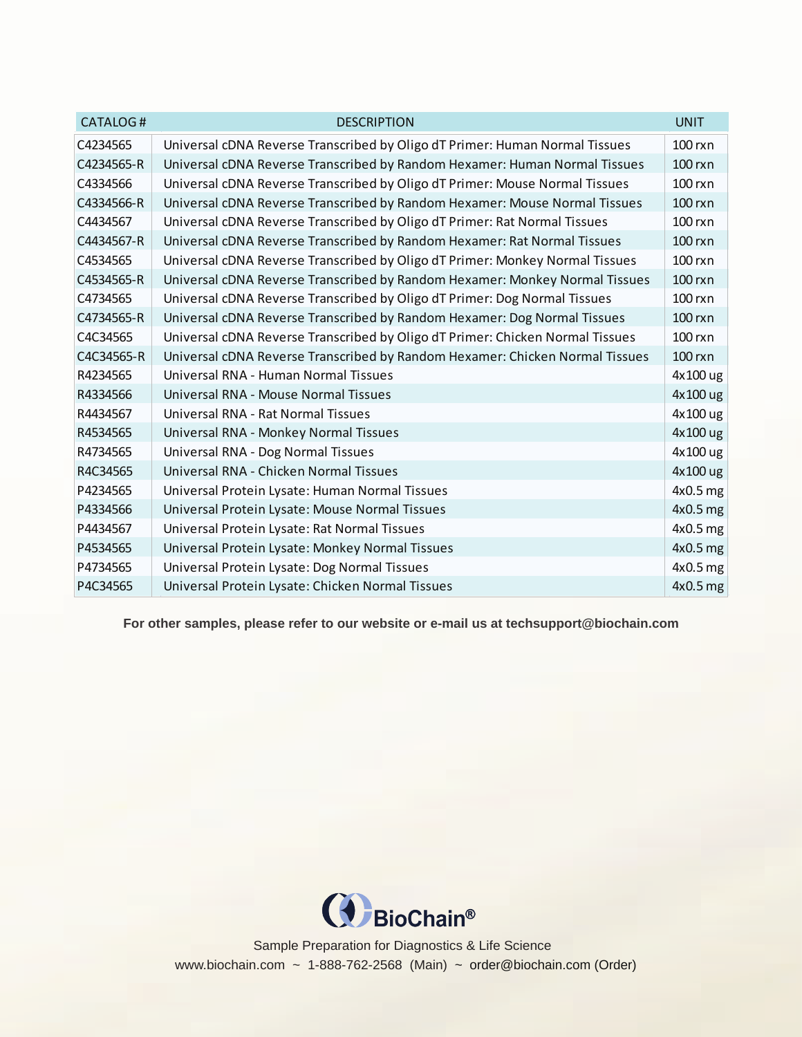| CATALOG # | DESCRIPTION | UNIT |
|---|---|---|
| C4234565 | Universal cDNA Reverse Transcribed by Oligo dT Primer: Human Normal Tissues | 100 rxn |
| C4234565-R | Universal cDNA Reverse Transcribed by Random Hexamer: Human Normal Tissues | 100 rxn |
| C4334566 | Universal cDNA Reverse Transcribed by Oligo dT Primer: Mouse Normal Tissues | 100 rxn |
| C4334566-R | Universal cDNA Reverse Transcribed by Random Hexamer: Mouse Normal Tissues | 100 rxn |
| C4434567 | Universal cDNA Reverse Transcribed by Oligo dT Primer: Rat Normal Tissues | 100 rxn |
| C4434567-R | Universal cDNA Reverse Transcribed by Random Hexamer: Rat Normal Tissues | 100 rxn |
| C4534565 | Universal cDNA Reverse Transcribed by Oligo dT Primer: Monkey Normal Tissues | 100 rxn |
| C4534565-R | Universal cDNA Reverse Transcribed by Random Hexamer: Monkey Normal Tissues | 100 rxn |
| C4734565 | Universal cDNA Reverse Transcribed by Oligo dT Primer: Dog Normal Tissues | 100 rxn |
| C4734565-R | Universal cDNA Reverse Transcribed by Random Hexamer: Dog Normal Tissues | 100 rxn |
| C4C34565 | Universal cDNA Reverse Transcribed by Oligo dT Primer: Chicken Normal Tissues | 100 rxn |
| C4C34565-R | Universal cDNA Reverse Transcribed by Random Hexamer: Chicken Normal Tissues | 100 rxn |
| R4234565 | Universal RNA - Human Normal Tissues | 4x100 ug |
| R4334566 | Universal RNA - Mouse Normal Tissues | 4x100 ug |
| R4434567 | Universal RNA - Rat Normal Tissues | 4x100 ug |
| R4534565 | Universal RNA - Monkey Normal Tissues | 4x100 ug |
| R4734565 | Universal RNA - Dog Normal Tissues | 4x100 ug |
| R4C34565 | Universal RNA - Chicken Normal Tissues | 4x100 ug |
| P4234565 | Universal Protein Lysate: Human Normal Tissues | 4x0.5 mg |
| P4334566 | Universal Protein Lysate: Mouse Normal Tissues | 4x0.5 mg |
| P4434567 | Universal Protein Lysate: Rat Normal Tissues | 4x0.5 mg |
| P4534565 | Universal Protein Lysate: Monkey Normal Tissues | 4x0.5 mg |
| P4734565 | Universal Protein Lysate: Dog Normal Tissues | 4x0.5 mg |
| P4C34565 | Universal Protein Lysate: Chicken Normal Tissues | 4x0.5 mg |

**For other samples, please refer to our website or e-mail us at techsupport@biochain.com**

BioChain®

Sample Preparation for Diagnostics & Life Science

www.biochain.com ~ 1-888-762-2568 (Main) ~ order@biochain.com (Order)